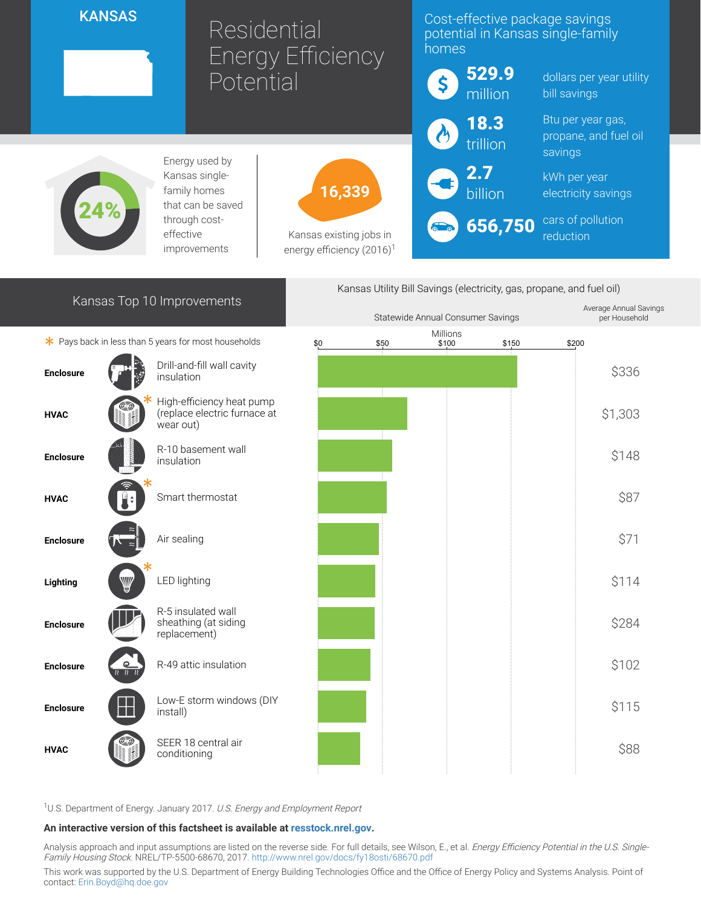# KANSAS

# Residential Energy Efficiency Potential

## Cost-effective package savings potential in Kansas single-family homes

- **529.9 million** dollars per year utility bill savings
- **18.3 trillion** Btu per year gas, propane, and fuel oil savings
- **2.7 billion** kWh per year electricity savings
- **656,750** cars of pollution reduction

**24%** Energy used by Kansas single-family homes that can be saved through cost-effective improvements

**16,339** Kansas existing jobs in energy efficiency (2016)[1]

## Kansas Top 10 Improvements

\* Pays back in less than 5 years for most households

Kansas Utility Bill Savings (electricity, gas, propane, and fuel oil)

| Category | Improvement | Average Annual Savings per Household |
|---|---|---|
| Enclosure | Drill-and-fill wall cavity insulation | $336 |
| HVAC | High-efficiency heat pump (replace electric furnace at wear out) * | $1,303 |
| Enclosure | R-10 basement wall insulation | $148 |
| HVAC | Smart thermostat * | $87 |
| Enclosure | Air sealing | $71 |
| Lighting | LED lighting * | $114 |
| Enclosure | R-5 insulated wall sheathing (at siding replacement) | $284 |
| Enclosure | R-49 attic insulation | $102 |
| Enclosure | Low-E storm windows (DIY install) | $115 |
| HVAC | SEER 18 central air conditioning | $88 |

[1]U.S. Department of Energy. January 2017. *U.S. Energy and Employment Report*

**An interactive version of this factsheet is available at resstock.nrel.gov.**

Analysis approach and input assumptions are listed on the reverse side. For full details, see Wilson, E., et al. *Energy Efficiency Potential in the U.S. Single-Family Housing Stock.* NREL/TP-5500-68670, 2017. http://www.nrel.gov/docs/fy18osti/68670.pdf

This work was supported by the U.S. Department of Energy Building Technologies Office and the Office of Energy Policy and Systems Analysis. Point of contact: Erin.Boyd@hq.doe.gov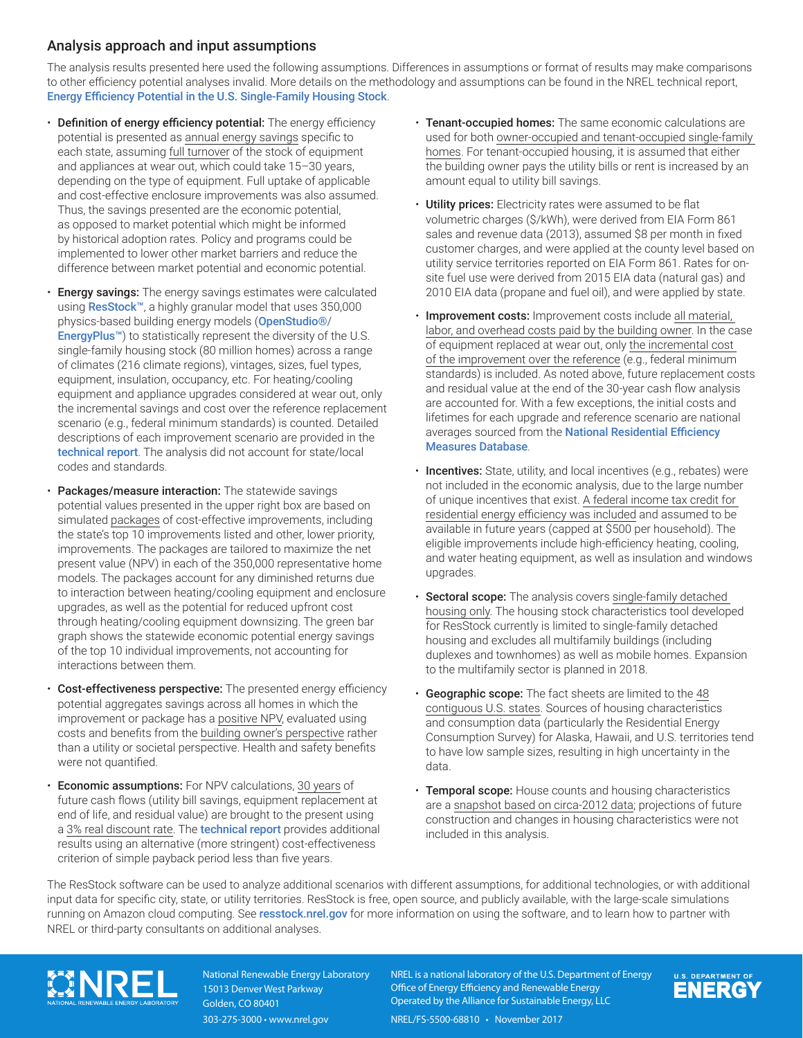## Analysis approach and input assumptions

The analysis results presented here used the following assumptions. Differences in assumptions or format of results may make comparisons to other efficiency potential analyses invalid. More details on the methodology and assumptions can be found in the NREL technical report, Energy Efficiency Potential in the U.S. Single-Family Housing Stock.

- **Definition of energy efficiency potential:** The energy efficiency potential is presented as annual energy savings specific to each state, assuming full turnover of the stock of equipment and appliances at wear out, which could take 15–30 years, depending on the type of equipment. Full uptake of applicable and cost-effective enclosure improvements was also assumed. Thus, the savings presented are the economic potential, as opposed to market potential which might be informed by historical adoption rates. Policy and programs could be implemented to lower other market barriers and reduce the difference between market potential and economic potential.
- **Energy savings:** The energy savings estimates were calculated using ResStock™, a highly granular model that uses 350,000 physics-based building energy models (OpenStudio®/ EnergyPlus™) to statistically represent the diversity of the U.S. single-family housing stock (80 million homes) across a range of climates (216 climate regions), vintages, sizes, fuel types, equipment, insulation, occupancy, etc. For heating/cooling equipment and appliance upgrades considered at wear out, only the incremental savings and cost over the reference replacement scenario (e.g., federal minimum standards) is counted. Detailed descriptions of each improvement scenario are provided in the technical report. The analysis did not account for state/local codes and standards.
- **Packages/measure interaction:** The statewide savings potential values presented in the upper right box are based on simulated packages of cost-effective improvements, including the state's top 10 improvements listed and other, lower priority, improvements. The packages are tailored to maximize the net present value (NPV) in each of the 350,000 representative home models. The packages account for any diminished returns due to interaction between heating/cooling equipment and enclosure upgrades, as well as the potential for reduced upfront cost through heating/cooling equipment downsizing. The green bar graph shows the statewide economic potential energy savings of the top 10 individual improvements, not accounting for interactions between them.
- **Cost-effectiveness perspective:** The presented energy efficiency potential aggregates savings across all homes in which the improvement or package has a positive NPV, evaluated using costs and benefits from the building owner's perspective rather than a utility or societal perspective. Health and safety benefits were not quantified.
- **Economic assumptions:** For NPV calculations, 30 years of future cash flows (utility bill savings, equipment replacement at end of life, and residual value) are brought to the present using a 3% real discount rate. The technical report provides additional results using an alternative (more stringent) cost-effectiveness criterion of simple payback period less than five years.
- **Tenant-occupied homes:** The same economic calculations are used for both owner-occupied and tenant-occupied single-family homes. For tenant-occupied housing, it is assumed that either the building owner pays the utility bills or rent is increased by an amount equal to utility bill savings.
- **Utility prices:** Electricity rates were assumed to be flat volumetric charges ($/kWh), were derived from EIA Form 861 sales and revenue data (2013), assumed $8 per month in fixed customer charges, and were applied at the county level based on utility service territories reported on EIA Form 861. Rates for on-site fuel use were derived from 2015 EIA data (natural gas) and 2010 EIA data (propane and fuel oil), and were applied by state.
- **Improvement costs:** Improvement costs include all material, labor, and overhead costs paid by the building owner. In the case of equipment replaced at wear out, only the incremental cost of the improvement over the reference (e.g., federal minimum standards) is included. As noted above, future replacement costs and residual value at the end of the 30-year cash flow analysis are accounted for. With a few exceptions, the initial costs and lifetimes for each upgrade and reference scenario are national averages sourced from the National Residential Efficiency Measures Database.
- **Incentives:** State, utility, and local incentives (e.g., rebates) were not included in the economic analysis, due to the large number of unique incentives that exist. A federal income tax credit for residential energy efficiency was included and assumed to be available in future years (capped at $500 per household). The eligible improvements include high-efficiency heating, cooling, and water heating equipment, as well as insulation and windows upgrades.
- **Sectoral scope:** The analysis covers single-family detached housing only. The housing stock characteristics tool developed for ResStock currently is limited to single-family detached housing and excludes all multifamily buildings (including duplexes and townhomes) as well as mobile homes. Expansion to the multifamily sector is planned in 2018.
- **Geographic scope:** The fact sheets are limited to the 48 contiguous U.S. states. Sources of housing characteristics and consumption data (particularly the Residential Energy Consumption Survey) for Alaska, Hawaii, and U.S. territories tend to have low sample sizes, resulting in high uncertainty in the data.
- **Temporal scope:** House counts and housing characteristics are a snapshot based on circa-2012 data; projections of future construction and changes in housing characteristics were not included in this analysis.

The ResStock software can be used to analyze additional scenarios with different assumptions, for additional technologies, or with additional input data for specific city, state, or utility territories. ResStock is free, open source, and publicly available, with the large-scale simulations running on Amazon cloud computing. See resstock.nrel.gov for more information on using the software, and to learn how to partner with NREL or third-party consultants on additional analyses.

NREL
NATIONAL RENEWABLE ENERGY LABORATORY

National Renewable Energy Laboratory
15013 Denver West Parkway
Golden, CO 80401
303-275-3000 • www.nrel.gov

NREL is a national laboratory of the U.S. Department of Energy
Office of Energy Efficiency and Renewable Energy
Operated by the Alliance for Sustainable Energy, LLC

NREL/FS-5500-68810 • November 2017

U.S. DEPARTMENT OF ENERGY